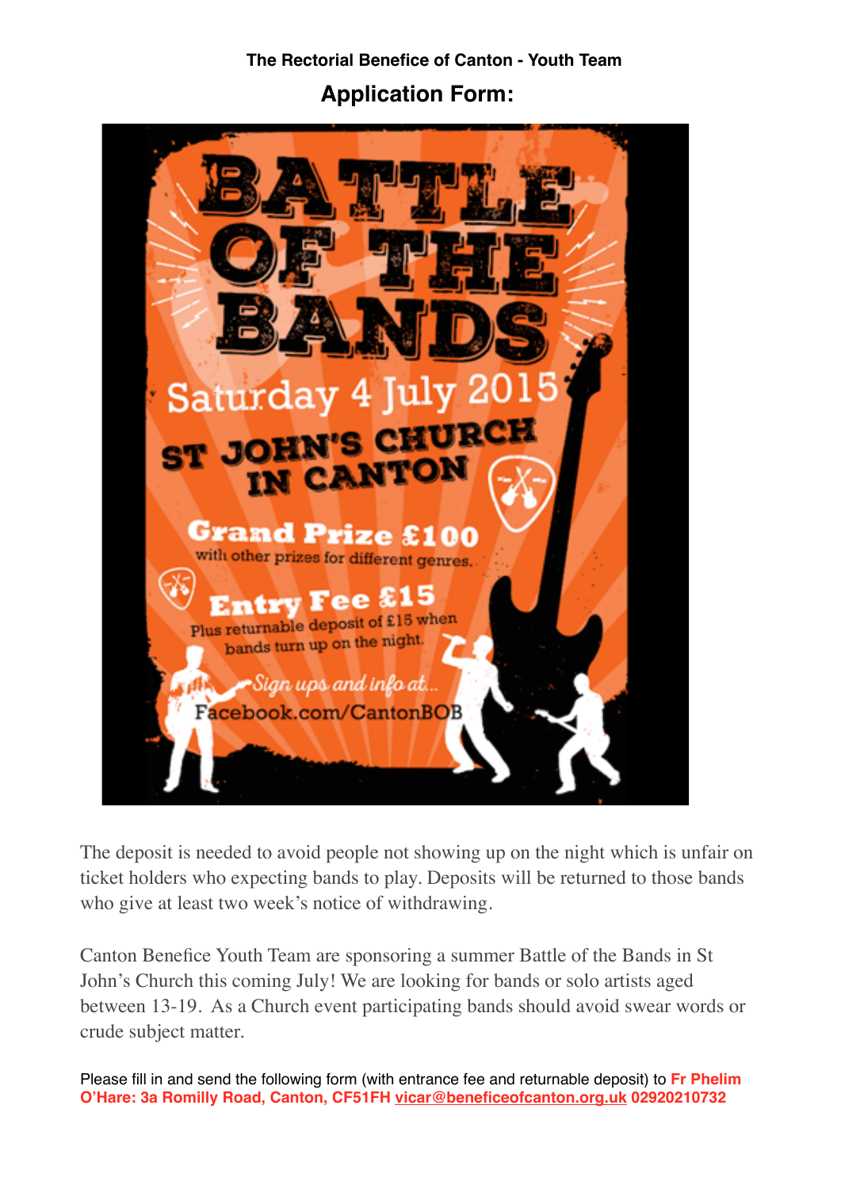**The Rectorial Benefice of Canton - Youth Team**

## Application Form:

# BATTLE OF THE BANDS

Saturday 4 July 2015

ST JOHN'S CHURCH IN CANTON

**Grand Prize £100**
with other prizes for different genres.

**Entry Fee £15**
Plus returnable deposit of £15 when bands turn up on the night.

*Sign ups and info at...*
Facebook.com/CantonBOB

The deposit is needed to avoid people not showing up on the night which is unfair on ticket holders who expecting bands to play. Deposits will be returned to those bands who give at least two week's notice of withdrawing.

Canton Benefice Youth Team are sponsoring a summer Battle of the Bands in St John's Church this coming July! We are looking for bands or solo artists aged between 13-19. As a Church event participating bands should avoid swear words or crude subject matter.

Please fill in and send the following form (with entrance fee and returnable deposit) to **Fr Phelim O'Hare: 3a Romilly Road, Canton, CF51FH vicar@beneficeofcanton.org.uk 02920210732**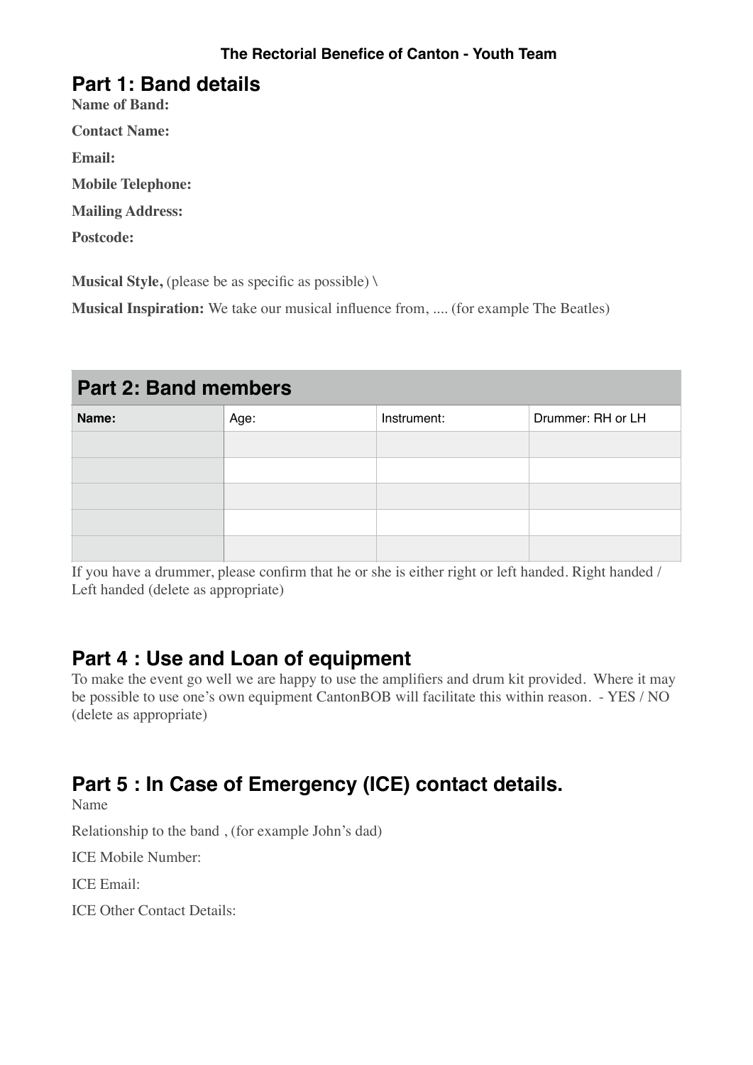**The Rectorial Benefice of Canton - Youth Team**

## Part 1: Band details

**Name of Band:**

**Contact Name:**

**Email:**

**Mobile Telephone:**

**Mailing Address:**

**Postcode:**

**Musical Style,** (please be as specific as possible) \

**Musical Inspiration:** We take our musical influence from, .... (for example The Beatles)

## Part 2: Band members

| Name: | Age: | Instrument: | Drummer: RH or LH |
|---|---|---|---|
| | | | |
| | | | |
| | | | |
| | | | |
| | | | |

If you have a drummer, please confirm that he or she is either right or left handed. Right handed / Left handed (delete as appropriate)

## Part 4 : Use and Loan of equipment

To make the event go well we are happy to use the amplifiers and drum kit provided. Where it may be possible to use one's own equipment CantonBOB will facilitate this within reason. - YES / NO (delete as appropriate)

## Part 5 : In Case of Emergency (ICE) contact details.

Name

Relationship to the band , (for example John's dad)

ICE Mobile Number:

ICE Email:

ICE Other Contact Details: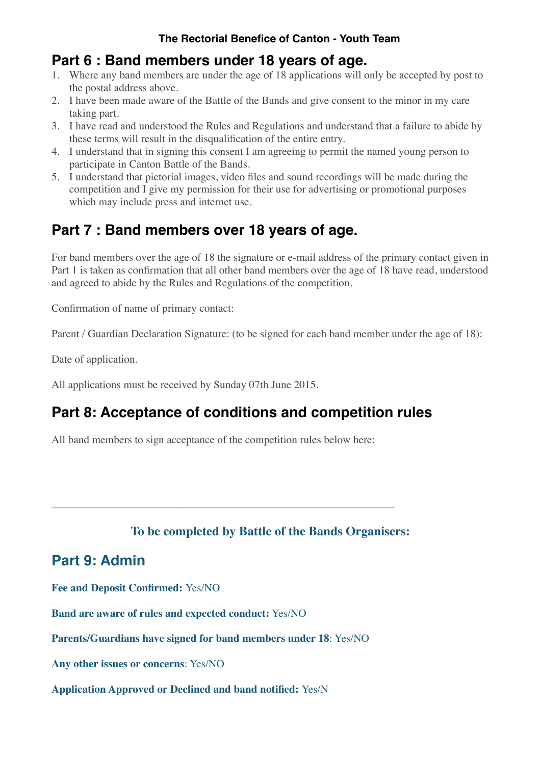**The Rectorial Benefice of Canton - Youth Team**

## Part 6 : Band members under 18 years of age.

1. Where any band members are under the age of 18 applications will only be accepted by post to the postal address above.
2. I have been made aware of the Battle of the Bands and give consent to the minor in my care taking part.
3. I have read and understood the Rules and Regulations and understand that a failure to abide by these terms will result in the disqualification of the entire entry.
4. I understand that in signing this consent I am agreeing to permit the named young person to participate in Canton Battle of the Bands.
5. I understand that pictorial images, video files and sound recordings will be made during the competition and I give my permission for their use for advertising or promotional purposes which may include press and internet use.

## Part 7 : Band members over 18 years of age.

For band members over the age of 18 the signature or e-mail address of the primary contact given in Part 1 is taken as confirmation that all other band members over the age of 18 have read, understood and agreed to abide by the Rules and Regulations of the competition.

Confirmation of name of primary contact:

Parent / Guardian Declaration Signature: (to be signed for each band member under the age of 18):

Date of application.

All applications must be received by Sunday 07th June 2015.

## Part 8: Acceptance of conditions and competition rules

All band members to sign acceptance of the competition rules below here:

_______________________________________________________________

**To be completed by Battle of the Bands Organisers:**

## Part 9: Admin

**Fee and Deposit Confirmed:** Yes/NO

**Band are aware of rules and expected conduct:** Yes/NO

**Parents/Guardians have signed for band members under 18**: Yes/NO

**Any other issues or concerns**: Yes/NO

**Application Approved or Declined and band notified:** Yes/N